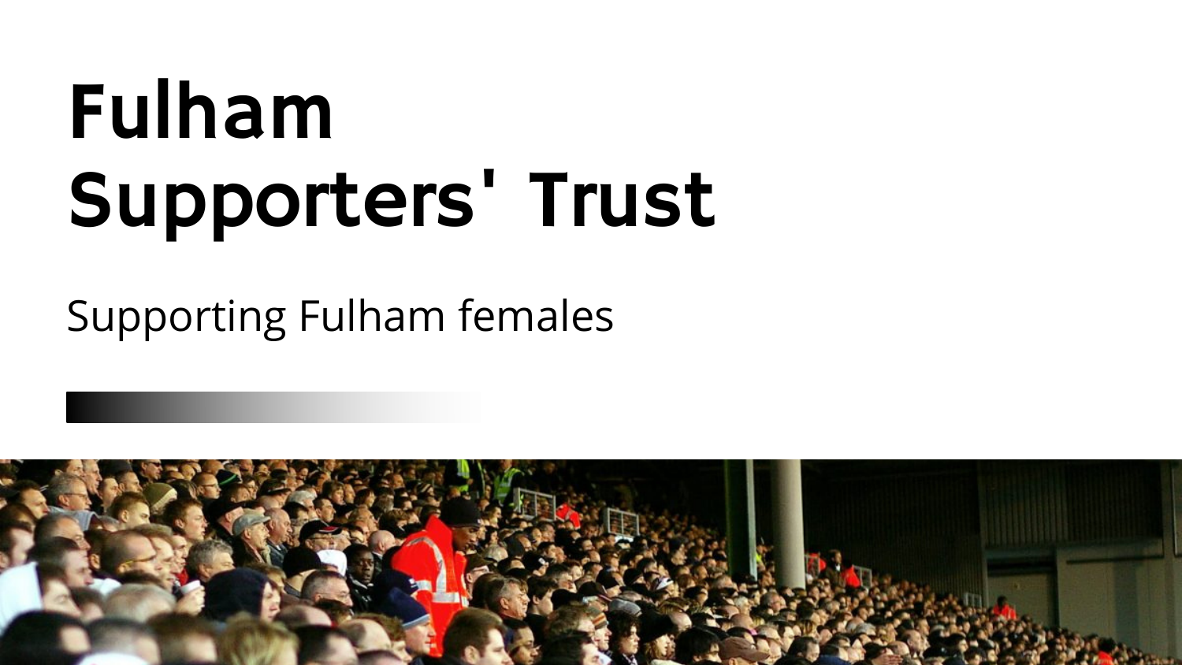# Fulham Supporters' Trust

Supporting Fulham females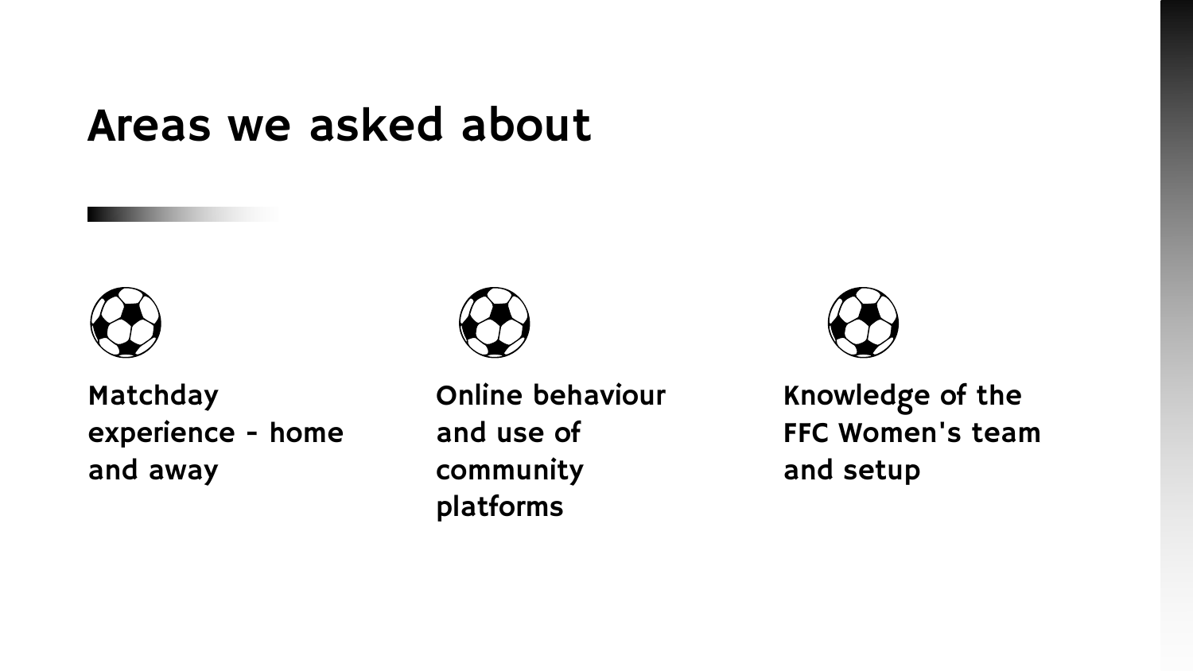# Areas we asked about

- Matchday experience - home and away
- Online behaviour and use of community platforms
- Knowledge of the FFC Women's team and setup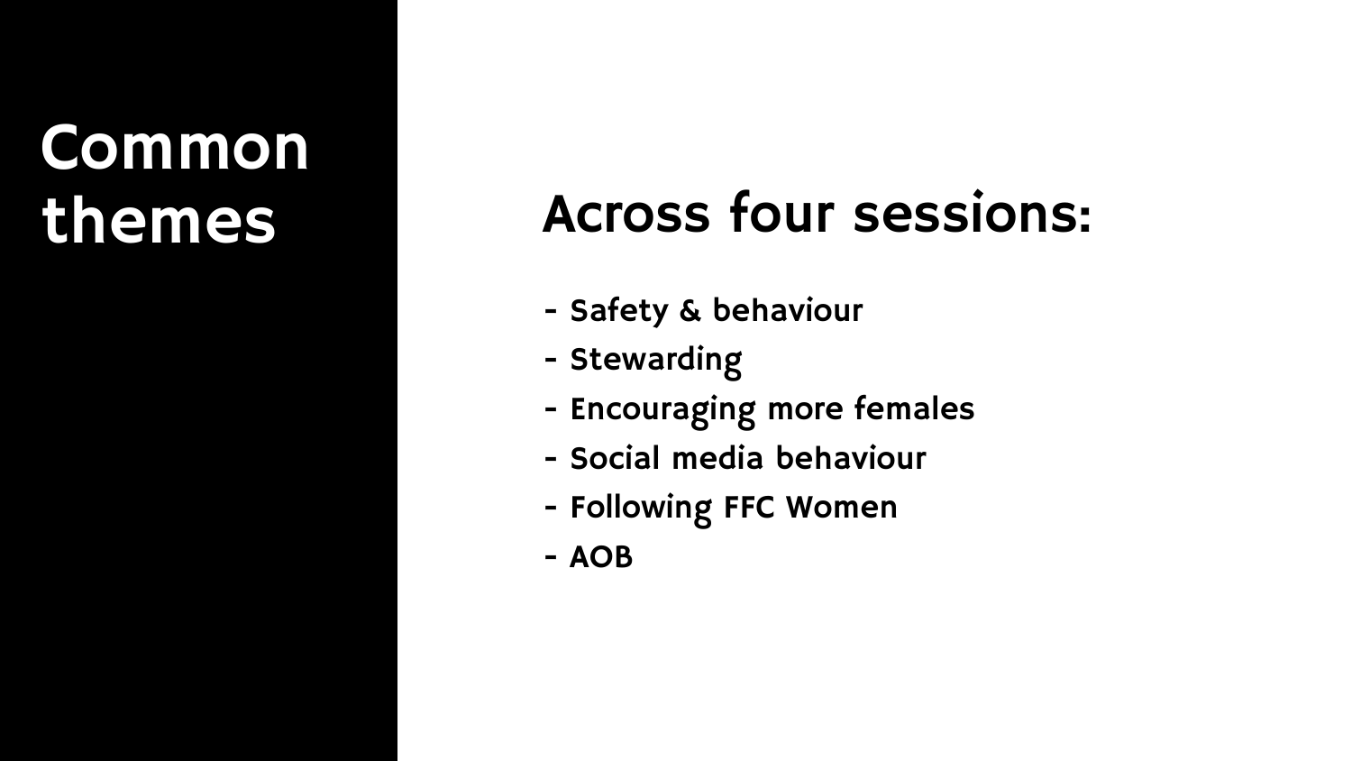# Common themes

## Across four sessions:

- Safety & behaviour
- Stewarding
- Encouraging more females
- Social media behaviour
- Following FFC Women
- AOB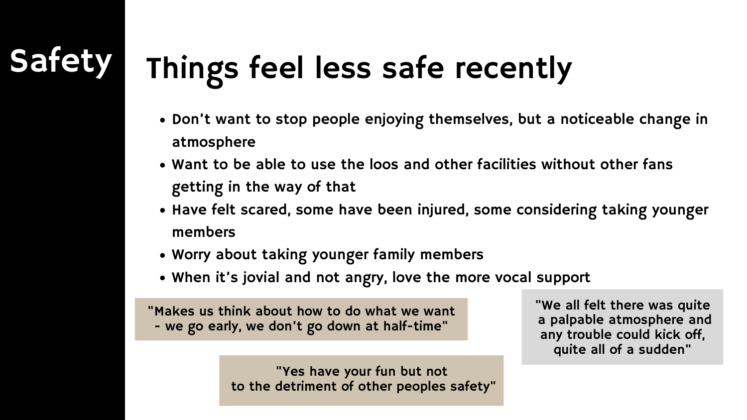# Safety

## Things feel less safe recently

- Don't want to stop people enjoying themselves, but a noticeable change in atmosphere
- Want to be able to use the loos and other facilities without other fans getting in the way of that
- Have felt scared, some have been injured, some considering taking younger members
- Worry about taking younger family members
- When it's jovial and not angry, love the more vocal support

"Makes us think about how to do what we want - we go early, we don't go down at half-time"

"We all felt there was quite a palpable atmosphere and any trouble could kick off, quite all of a sudden"

"Yes have your fun but not to the detriment of other peoples safety"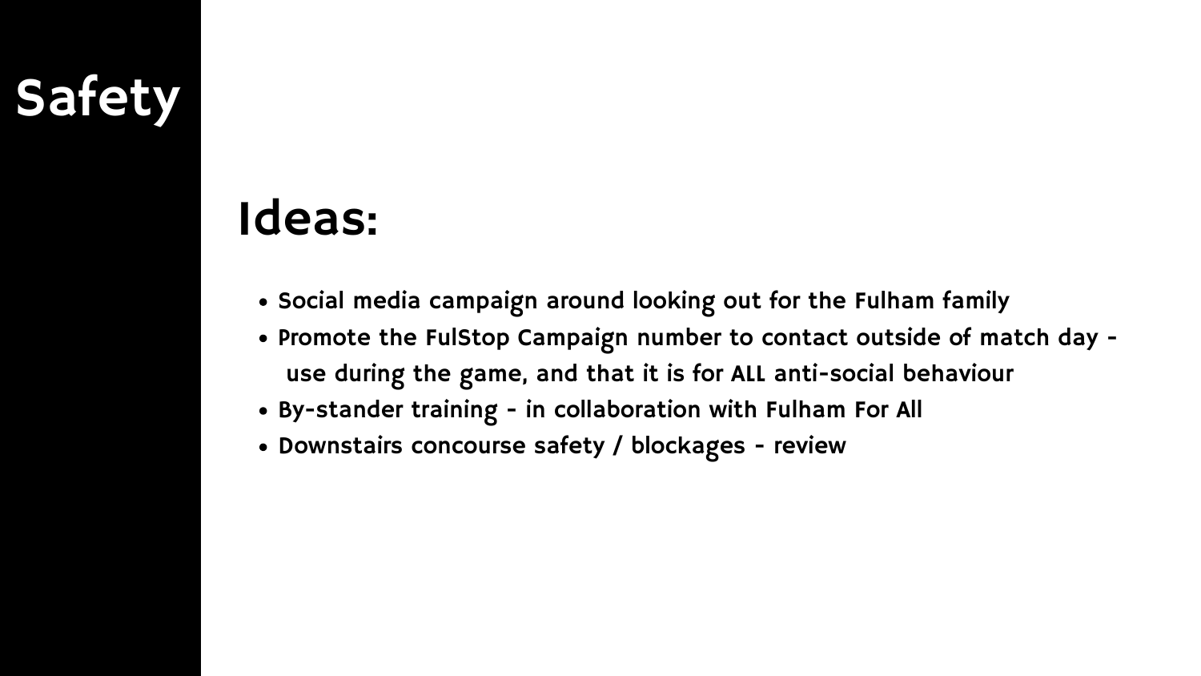# Safety

## Ideas:

- Social media campaign around looking out for the Fulham family
- Promote the FulStop Campaign number to contact outside of match day - use during the game, and that it is for ALL anti-social behaviour
- By-stander training - in collaboration with Fulham For All
- Downstairs concourse safety / blockages - review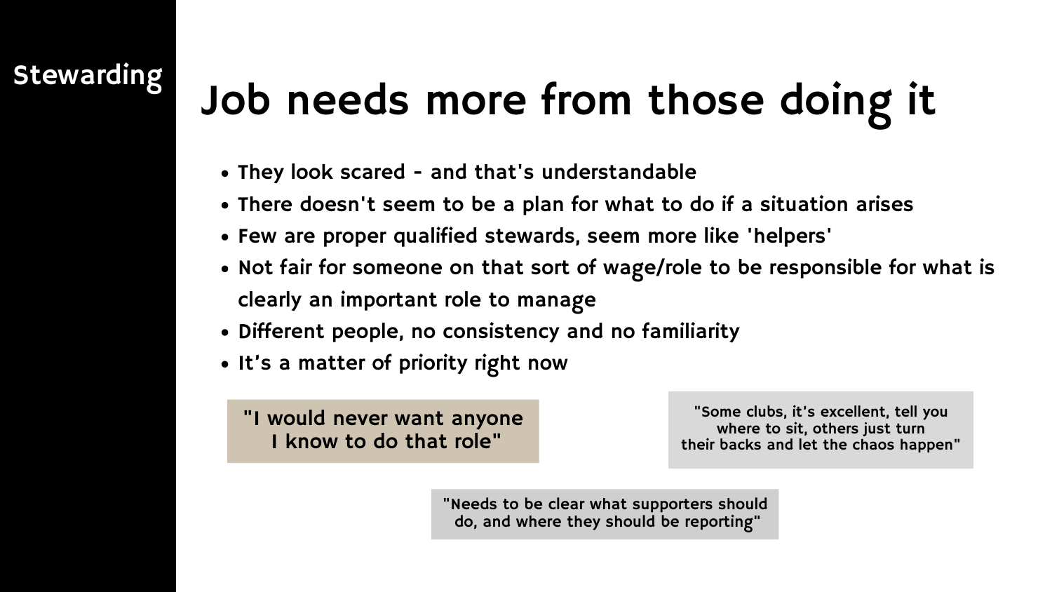Stewarding

# Job needs more from those doing it

- They look scared - and that's understandable
- There doesn't seem to be a plan for what to do if a situation arises
- Few are proper qualified stewards, seem more like 'helpers'
- Not fair for someone on that sort of wage/role to be responsible for what is clearly an important role to manage
- Different people, no consistency and no familiarity
- It's a matter of priority right now

"I would never want anyone I know to do that role"

"Some clubs, it's excellent, tell you where to sit, others just turn their backs and let the chaos happen"

"Needs to be clear what supporters should do, and where they should be reporting"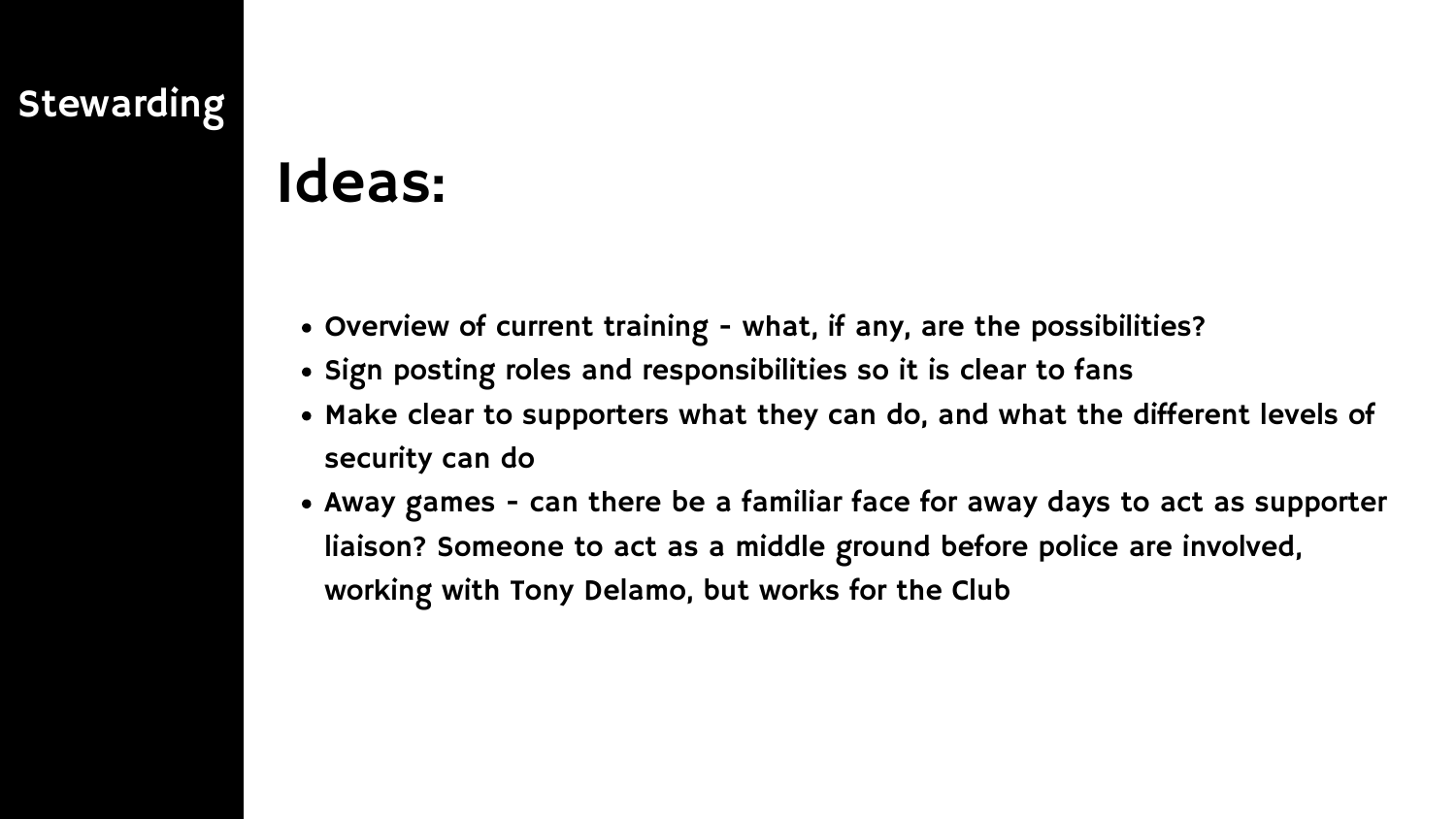Stewarding

# Ideas:

- Overview of current training - what, if any, are the possibilities?
- Sign posting roles and responsibilities so it is clear to fans
- Make clear to supporters what they can do, and what the different levels of security can do
- Away games - can there be a familiar face for away days to act as supporter liaison? Someone to act as a middle ground before police are involved, working with Tony Delamo, but works for the Club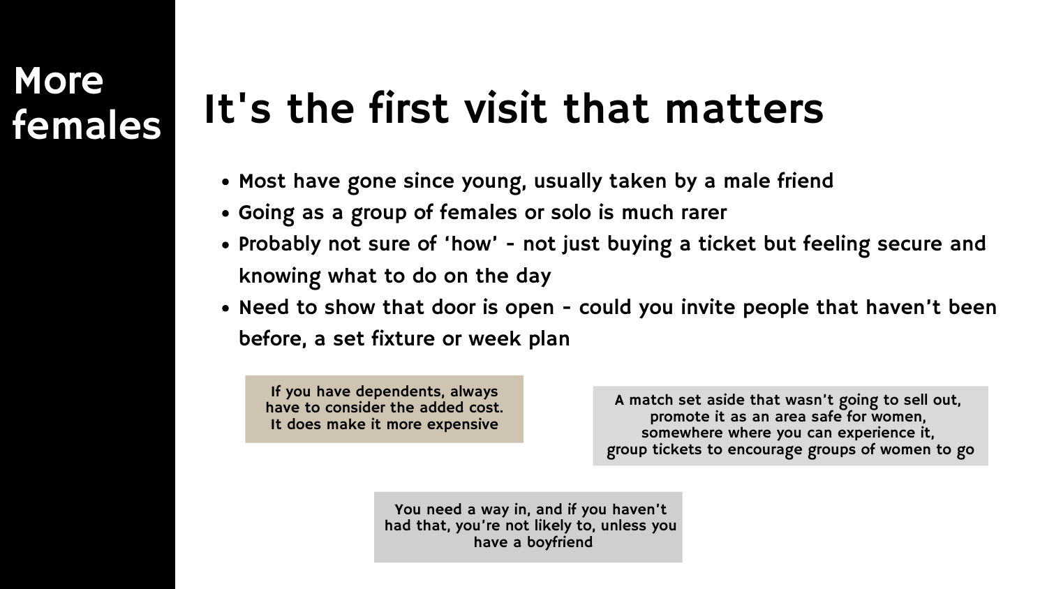# More females

## It's the first visit that matters

- Most have gone since young, usually taken by a male friend
- Going as a group of females or solo is much rarer
- Probably not sure of 'how' - not just buying a ticket but feeling secure and knowing what to do on the day
- Need to show that door is open - could you invite people that haven't been before, a set fixture or week plan

> If you have dependents, always have to consider the added cost. It does make it more expensive

> A match set aside that wasn't going to sell out, promote it as an area safe for women, somewhere where you can experience it, group tickets to encourage groups of women to go

> You need a way in, and if you haven't had that, you're not likely to, unless you have a boyfriend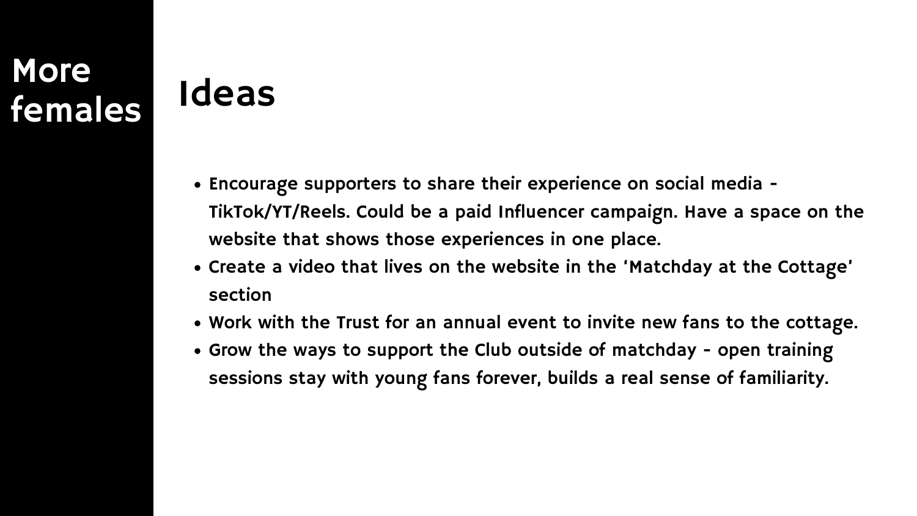# More females

## Ideas

- Encourage supporters to share their experience on social media - TikTok/YT/Reels. Could be a paid Influencer campaign. Have a space on the website that shows those experiences in one place.
- Create a video that lives on the website in the 'Matchday at the Cottage' section
- Work with the Trust for an annual event to invite new fans to the cottage.
- Grow the ways to support the Club outside of matchday - open training sessions stay with young fans forever, builds a real sense of familiarity.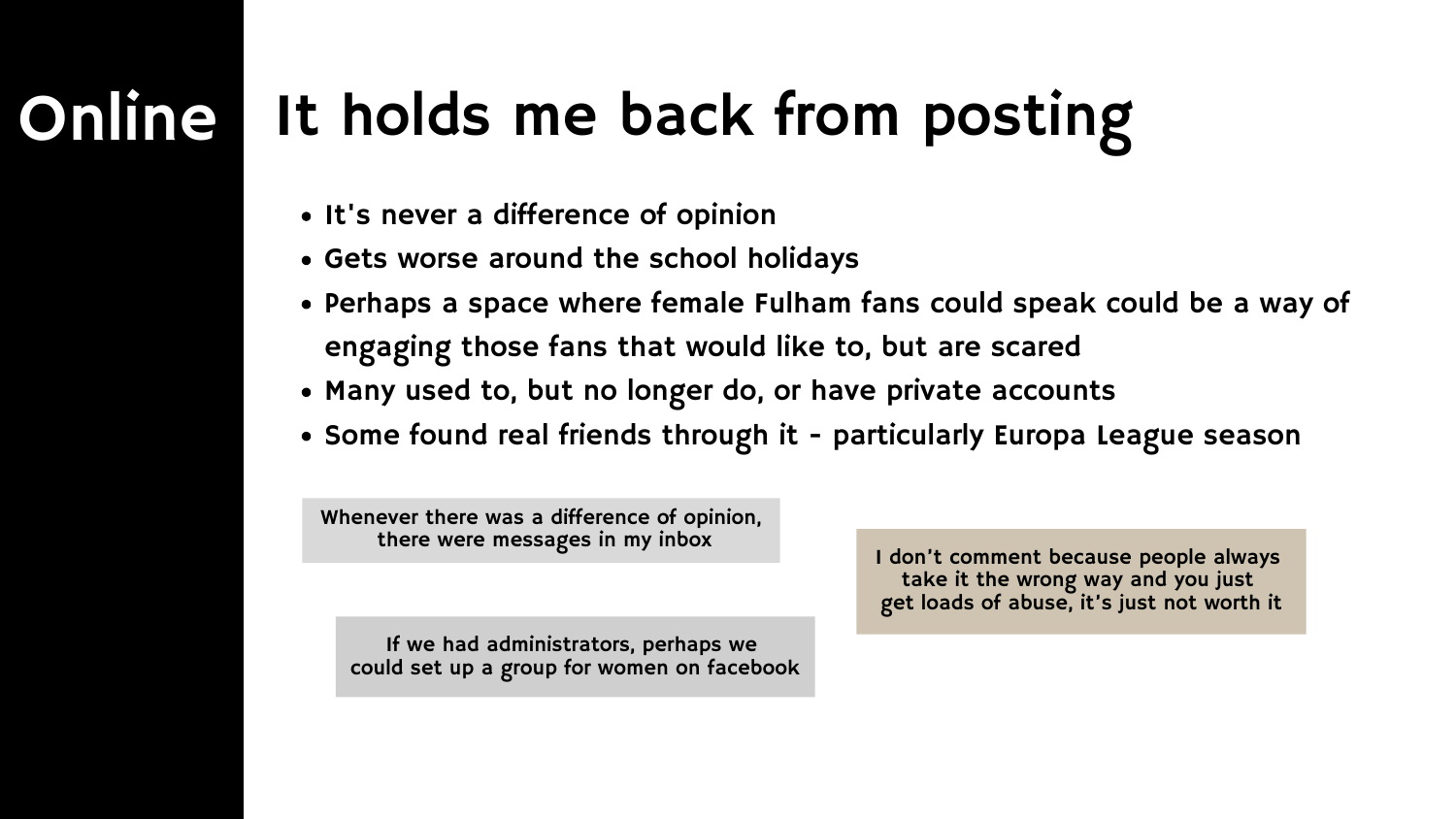# Online

## It holds me back from posting

- It's never a difference of opinion
- Gets worse around the school holidays
- Perhaps a space where female Fulham fans could speak could be a way of engaging those fans that would like to, but are scared
- Many used to, but no longer do, or have private accounts
- Some found real friends through it - particularly Europa League season

> Whenever there was a difference of opinion, there were messages in my inbox

> I don't comment because people always take it the wrong way and you just get loads of abuse, it's just not worth it

> If we had administrators, perhaps we could set up a group for women on facebook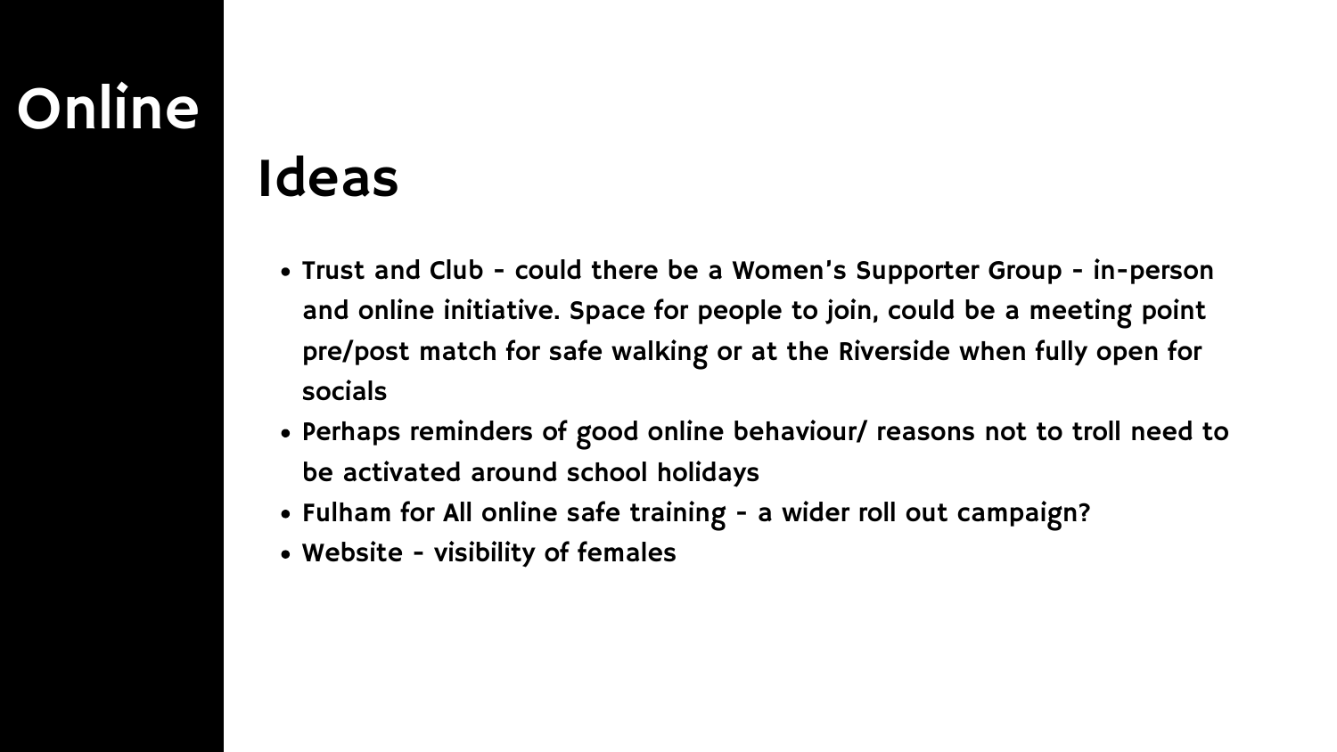# Online

## Ideas

- Trust and Club - could there be a Women's Supporter Group - in-person and online initiative. Space for people to join, could be a meeting point pre/post match for safe walking or at the Riverside when fully open for socials
- Perhaps reminders of good online behaviour/ reasons not to troll need to be activated around school holidays
- Fulham for All online safe training - a wider roll out campaign?
- Website - visibility of females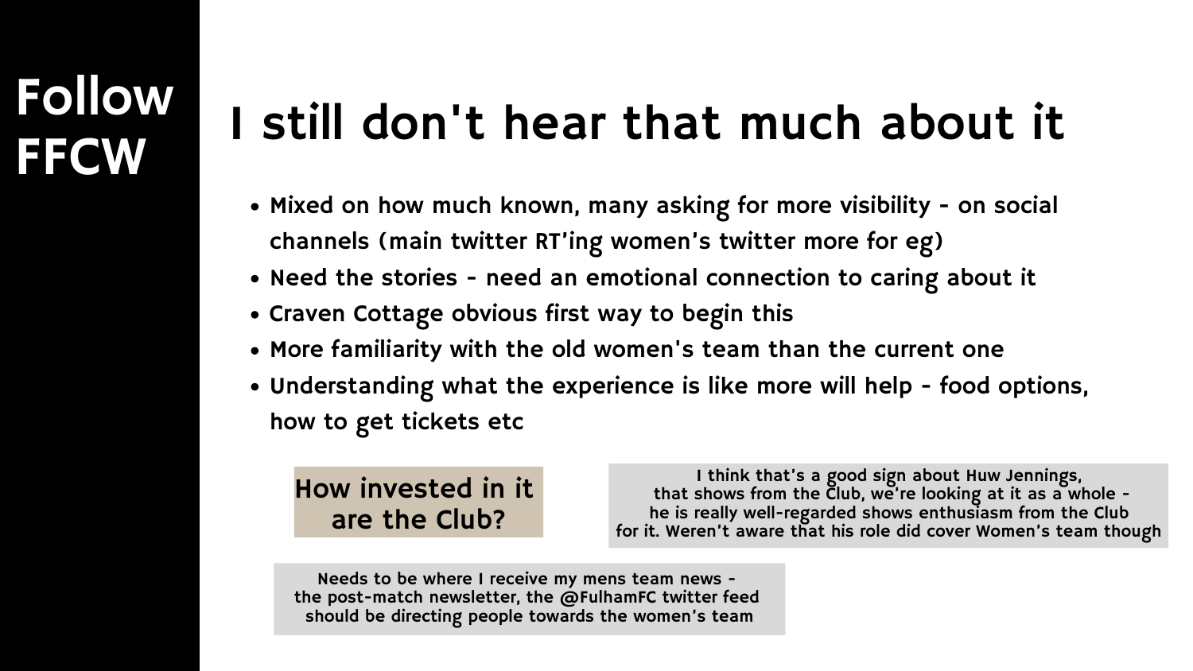## Follow FFCW

# I still don't hear that much about it

- Mixed on how much known, many asking for more visibility - on social channels (main twitter RT'ing women's twitter more for eg)
- Need the stories - need an emotional connection to caring about it
- Craven Cottage obvious first way to begin this
- More familiarity with the old women's team than the current one
- Understanding what the experience is like more will help - food options, how to get tickets etc

**How invested in it are the Club?**

I think that's a good sign about Huw Jennings, that shows from the Club, we're looking at it as a whole - he is really well-regarded shows enthusiasm from the Club for it. Weren't aware that his role did cover Women's team though

Needs to be where I receive my mens team news - the post-match newsletter, the @FulhamFC twitter feed should be directing people towards the women's team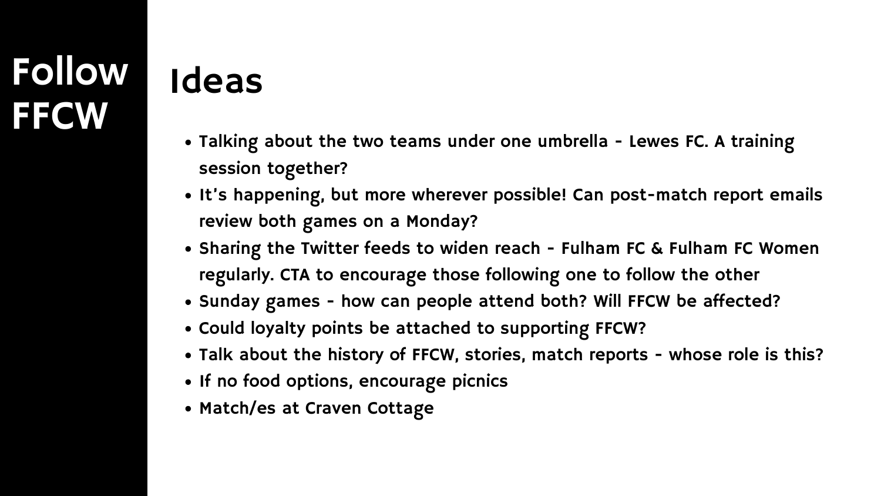# Follow FFCW

## Ideas

- Talking about the two teams under one umbrella - Lewes FC. A training session together?
- It's happening, but more wherever possible! Can post-match report emails review both games on a Monday?
- Sharing the Twitter feeds to widen reach - Fulham FC & Fulham FC Women regularly. CTA to encourage those following one to follow the other
- Sunday games - how can people attend both? Will FFCW be affected?
- Could loyalty points be attached to supporting FFCW?
- Talk about the history of FFCW, stories, match reports - whose role is this?
- If no food options, encourage picnics
- Match/es at Craven Cottage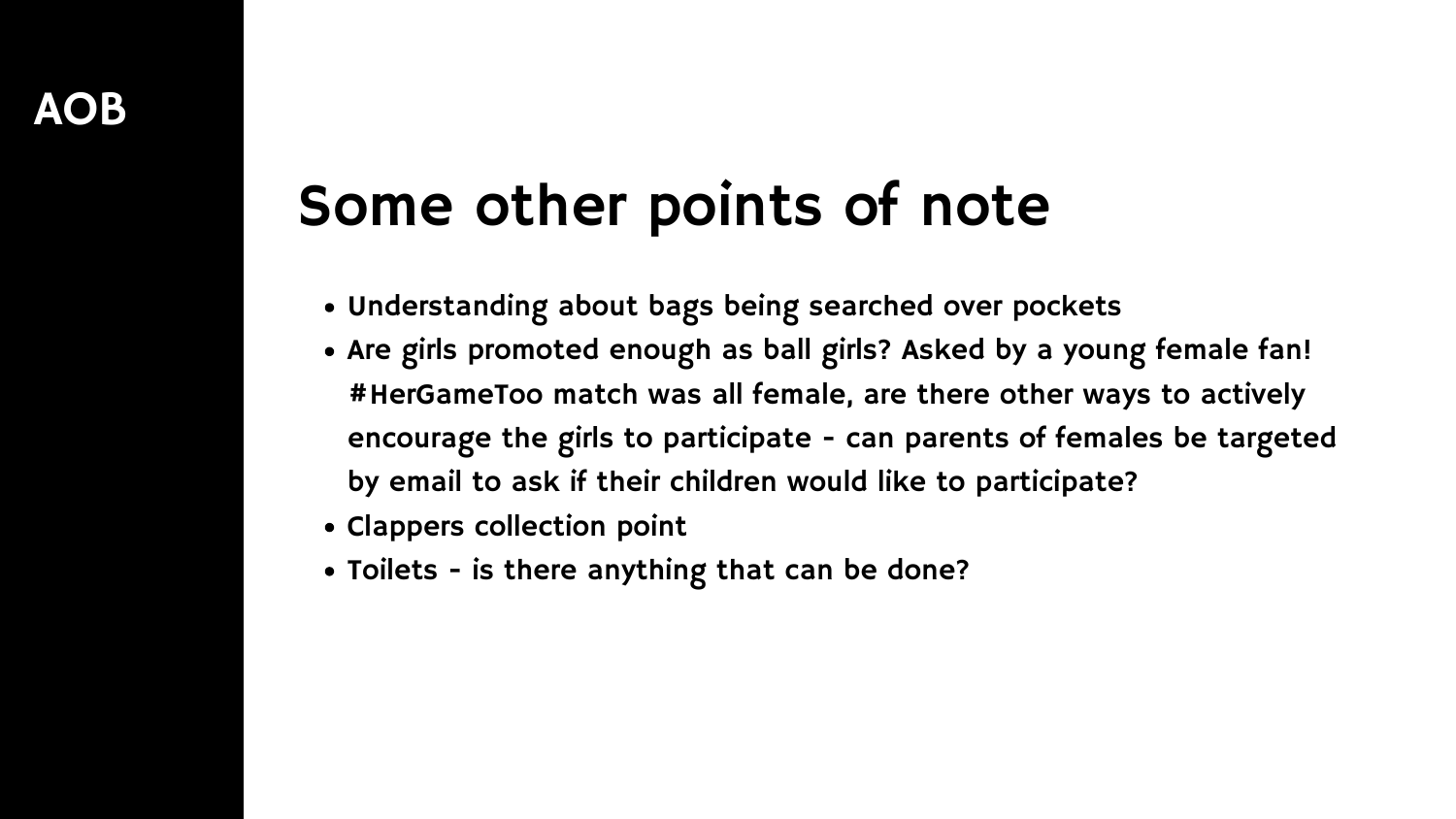AOB

# Some other points of note

- Understanding about bags being searched over pockets
- Are girls promoted enough as ball girls? Asked by a young female fan! #HerGameToo match was all female, are there other ways to actively encourage the girls to participate - can parents of females be targeted by email to ask if their children would like to participate?
- Clappers collection point
- Toilets - is there anything that can be done?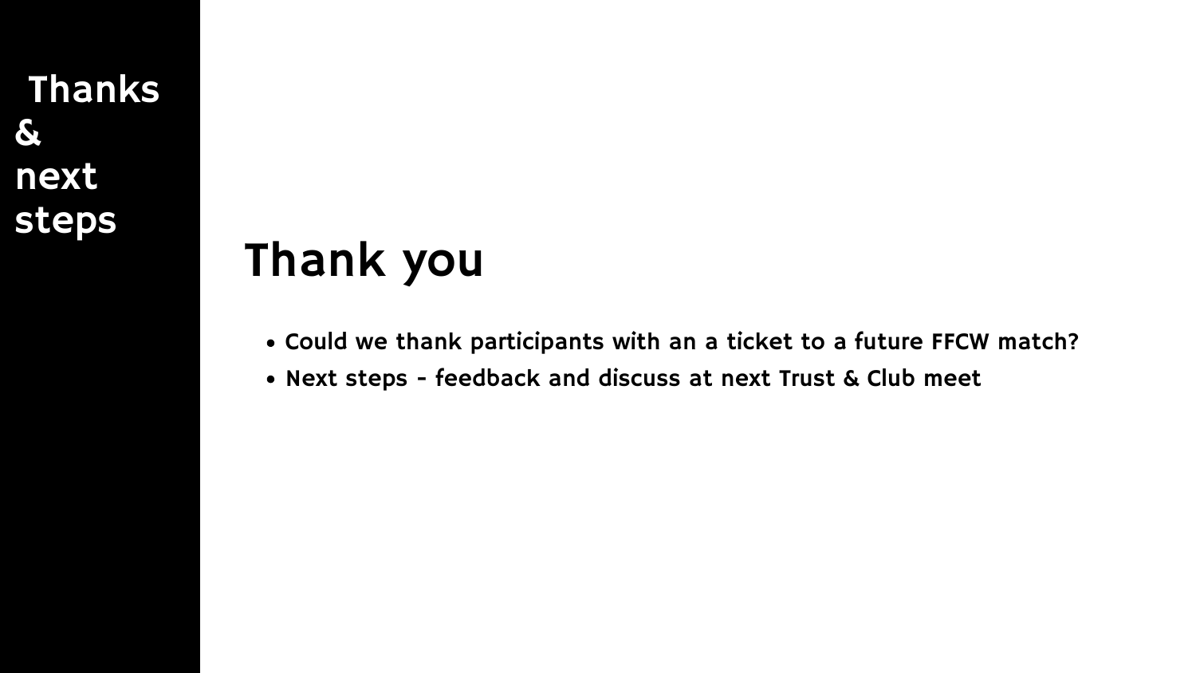Thanks & next steps

# Thank you

- Could we thank participants with an a ticket to a future FFCW match?
- Next steps - feedback and discuss at next Trust & Club meet